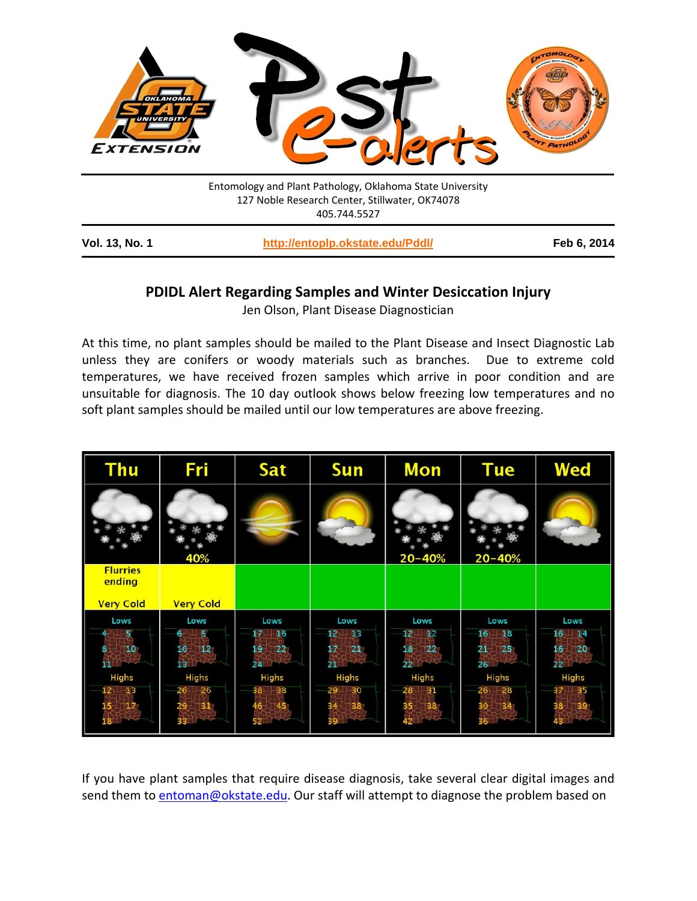Entomology and Plant Pathology, Oklahoma State University
127 Noble Research Center, Stillwater, OK74078
405.744.5527

**Vol. 13, No. 1** | **http://entoplp.okstate.edu/Pddl/** | **Feb 6, 2014**

## PDIDL Alert Regarding Samples and Winter Desiccation Injury

Jen Olson, Plant Disease Diagnostician

At this time, no plant samples should be mailed to the Plant Disease and Insect Diagnostic Lab unless they are conifers or woody materials such as branches. Due to extreme cold temperatures, we have received frozen samples which arrive in poor condition and are unsuitable for diagnosis. The 10 day outlook shows below freezing low temperatures and no soft plant samples should be mailed until our low temperatures are above freezing.

| Thu | Fri | Sat | Sun | Mon | Tue | Wed |
|---|---|---|---|---|---|---|
| | 40% | | | 20-40% | 20-40% | |
| Flurries ending Very Cold | Very Cold | | | | | |
| Lows 4 5 8 10 11 | Lows 6 5 10 12 13 | Lows 17 16 19 22 24 | Lows 12 13 17 21 21 | Lows 12 12 18 22 22 | Lows 16 18 21 25 26 | Lows 16 14 16 20 22 |
| Highs 12 13 15 17 18 | Highs 26 26 29 31 33 | Highs 38 38 46 45 52 | Highs 29 30 34 38 39 | Highs 28 31 35 38 42 | Highs 26 28 30 34 36 | Highs 37 35 38 39 43 |

If you have plant samples that require disease diagnosis, take several clear digital images and send them to entoman@okstate.edu. Our staff will attempt to diagnose the problem based on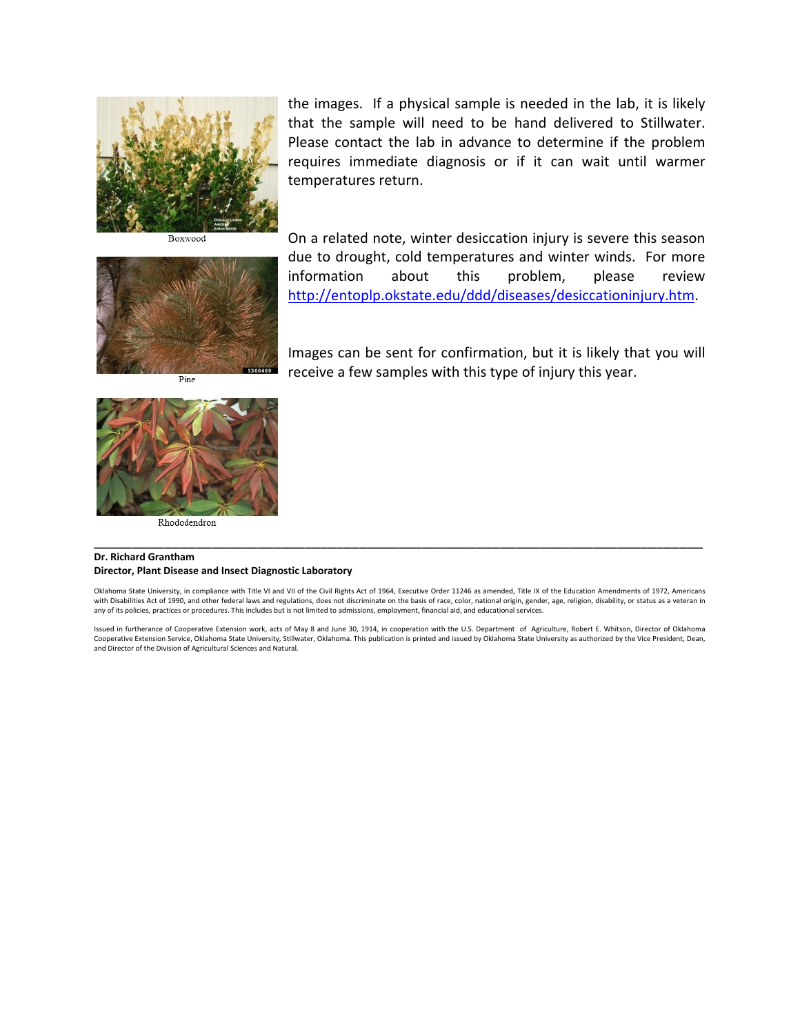the images. If a physical sample is needed in the lab, it is likely that the sample will need to be hand delivered to Stillwater. Please contact the lab in advance to determine if the problem requires immediate diagnosis or if it can wait until warmer temperatures return.

Boxwood

On a related note, winter desiccation injury is severe this season due to drought, cold temperatures and winter winds. For more information about this problem, please review http://entoplp.okstate.edu/ddd/diseases/desiccationinjury.htm.

Pine

Images can be sent for confirmation, but it is likely that you will receive a few samples with this type of injury this year.

Rhododendron

---

**Dr. Richard Grantham**
**Director, Plant Disease and Insect Diagnostic Laboratory**

Oklahoma State University, in compliance with Title VI and VII of the Civil Rights Act of 1964, Executive Order 11246 as amended, Title IX of the Education Amendments of 1972, Americans with Disabilities Act of 1990, and other federal laws and regulations, does not discriminate on the basis of race, color, national origin, gender, age, religion, disability, or status as a veteran in any of its policies, practices or procedures. This includes but is not limited to admissions, employment, financial aid, and educational services.

Issued in furtherance of Cooperative Extension work, acts of May 8 and June 30, 1914, in cooperation with the U.S. Department of Agriculture, Robert E. Whitson, Director of Oklahoma Cooperative Extension Service, Oklahoma State University, Stillwater, Oklahoma. This publication is printed and issued by Oklahoma State University as authorized by the Vice President, Dean, and Director of the Division of Agricultural Sciences and Natural.